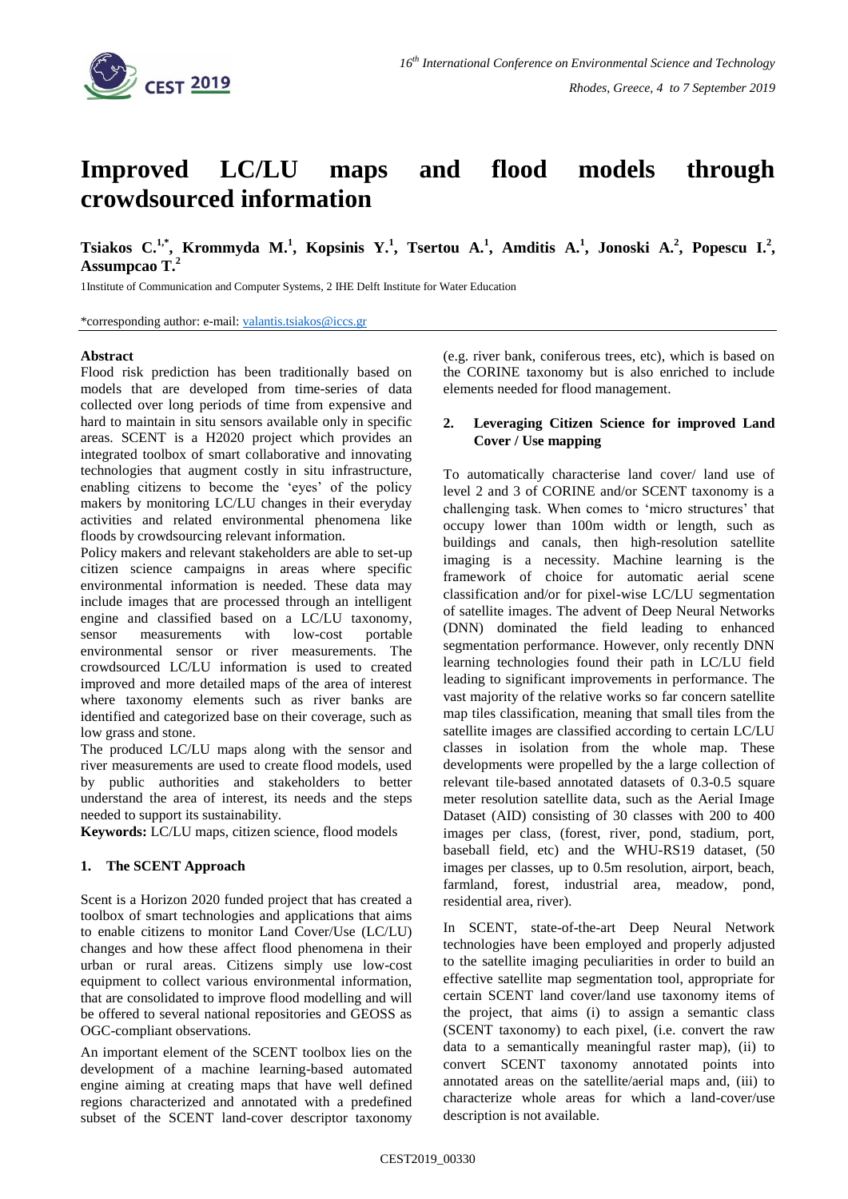# Improved LC/LU maps and flood models through crowdsourced information

**Tsiakos C.[1,*], Krommyda M.[1], Kopsinis Y.[1], Tsertou A.[1], Amditis A.[1], Jonoski A.[2], Popescu I.[2], Assumpcao T.[2]**

1Institute of Communication and Computer Systems, 2 IHE Delft Institute for Water Education

*corresponding author: e-mail: valantis.tsiakos@iccs.gr

**Abstract**

Flood risk prediction has been traditionally based on models that are developed from time-series of data collected over long periods of time from expensive and hard to maintain in situ sensors available only in specific areas. SCENT is a H2020 project which provides an integrated toolbox of smart collaborative and innovating technologies that augment costly in situ infrastructure, enabling citizens to become the 'eyes' of the policy makers by monitoring LC/LU changes in their everyday activities and related environmental phenomena like floods by crowdsourcing relevant information.

Policy makers and relevant stakeholders are able to set-up citizen science campaigns in areas where specific environmental information is needed. These data may include images that are processed through an intelligent engine and classified based on a LC/LU taxonomy, sensor measurements with low-cost portable environmental sensor or river measurements. The crowdsourced LC/LU information is used to created improved and more detailed maps of the area of interest where taxonomy elements such as river banks are identified and categorized base on their coverage, such as low grass and stone.

The produced LC/LU maps along with the sensor and river measurements are used to create flood models, used by public authorities and stakeholders to better understand the area of interest, its needs and the steps needed to support its sustainability.

**Keywords:** LC/LU maps, citizen science, flood models

## 1. The SCENT Approach

Scent is a Horizon 2020 funded project that has created a toolbox of smart technologies and applications that aims to enable citizens to monitor Land Cover/Use (LC/LU) changes and how these affect flood phenomena in their urban or rural areas. Citizens simply use low-cost equipment to collect various environmental information, that are consolidated to improve flood modelling and will be offered to several national repositories and GEOSS as OGC-compliant observations.

An important element of the SCENT toolbox lies on the development of a machine learning-based automated engine aiming at creating maps that have well defined regions characterized and annotated with a predefined subset of the SCENT land-cover descriptor taxonomy (e.g. river bank, coniferous trees, etc), which is based on the CORINE taxonomy but is also enriched to include elements needed for flood management.

## 2. Leveraging Citizen Science for improved Land Cover / Use mapping

To automatically characterise land cover/ land use of level 2 and 3 of CORINE and/or SCENT taxonomy is a challenging task. When comes to 'micro structures' that occupy lower than 100m width or length, such as buildings and canals, then high-resolution satellite imaging is a necessity. Machine learning is the framework of choice for automatic aerial scene classification and/or for pixel-wise LC/LU segmentation of satellite images. The advent of Deep Neural Networks (DNN) dominated the field leading to enhanced segmentation performance. However, only recently DNN learning technologies found their path in LC/LU field leading to significant improvements in performance. The vast majority of the relative works so far concern satellite map tiles classification, meaning that small tiles from the satellite images are classified according to certain LC/LU classes in isolation from the whole map. These developments were propelled by the a large collection of relevant tile-based annotated datasets of 0.3-0.5 square meter resolution satellite data, such as the Aerial Image Dataset (AID) consisting of 30 classes with 200 to 400 images per class, (forest, river, pond, stadium, port, baseball field, etc) and the WHU-RS19 dataset, (50 images per classes, up to 0.5m resolution, airport, beach, farmland, forest, industrial area, meadow, pond, residential area, river).

In SCENT, state-of-the-art Deep Neural Network technologies have been employed and properly adjusted to the satellite imaging peculiarities in order to build an effective satellite map segmentation tool, appropriate for certain SCENT land cover/land use taxonomy items of the project, that aims (i) to assign a semantic class (SCENT taxonomy) to each pixel, (i.e. convert the raw data to a semantically meaningful raster map), (ii) to convert SCENT taxonomy annotated points into annotated areas on the satellite/aerial maps and, (iii) to characterize whole areas for which a land-cover/use description is not available.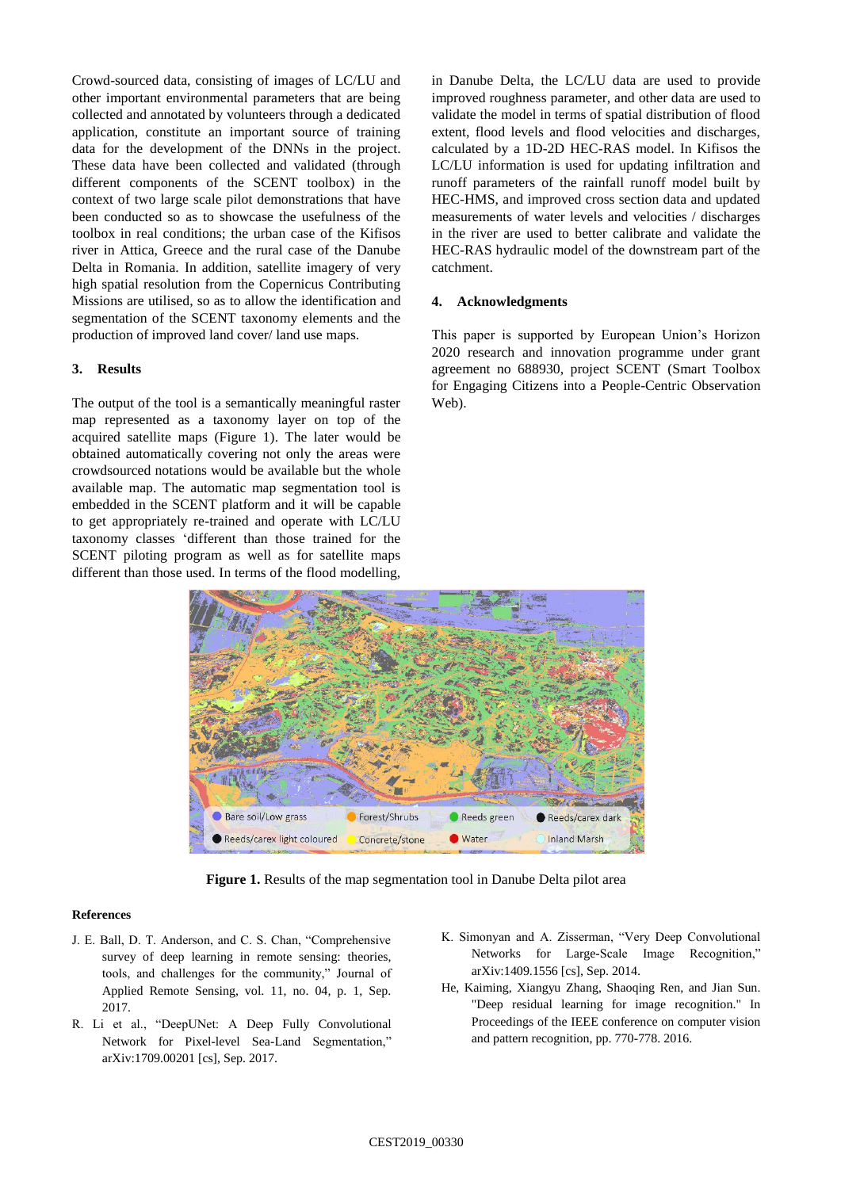Crowd-sourced data, consisting of images of LC/LU and other important environmental parameters that are being collected and annotated by volunteers through a dedicated application, constitute an important source of training data for the development of the DNNs in the project. These data have been collected and validated (through different components of the SCENT toolbox) in the context of two large scale pilot demonstrations that have been conducted so as to showcase the usefulness of the toolbox in real conditions; the urban case of the Kifisos river in Attica, Greece and the rural case of the Danube Delta in Romania. In addition, satellite imagery of very high spatial resolution from the Copernicus Contributing Missions are utilised, so as to allow the identification and segmentation of the SCENT taxonomy elements and the production of improved land cover/ land use maps.

## 3. Results

The output of the tool is a semantically meaningful raster map represented as a taxonomy layer on top of the acquired satellite maps (Figure 1). The later would be obtained automatically covering not only the areas were crowdsourced notations would be available but the whole available map. The automatic map segmentation tool is embedded in the SCENT platform and it will be capable to get appropriately re-trained and operate with LC/LU taxonomy classes 'different than those trained for the SCENT piloting program as well as for satellite maps different than those used. In terms of the flood modelling, in Danube Delta, the LC/LU data are used to provide improved roughness parameter, and other data are used to validate the model in terms of spatial distribution of flood extent, flood levels and flood velocities and discharges, calculated by a 1D-2D HEC-RAS model. In Kifisos the LC/LU information is used for updating infiltration and runoff parameters of the rainfall runoff model built by HEC-HMS, and improved cross section data and updated measurements of water levels and velocities / discharges in the river are used to better calibrate and validate the HEC-RAS hydraulic model of the downstream part of the catchment.

## 4. Acknowledgments

This paper is supported by European Union's Horizon 2020 research and innovation programme under grant agreement no 688930, project SCENT (Smart Toolbox for Engaging Citizens into a People-Centric Observation Web).

Bare soil/Low grass
Forest/Shrubs
Reeds green
Reeds/carex dark
Reeds/carex light coloured
Concrete/stone
Water
Inland Marsh

**Figure 1.** Results of the map segmentation tool in Danube Delta pilot area

### References

J. E. Ball, D. T. Anderson, and C. S. Chan, "Comprehensive survey of deep learning in remote sensing: theories, tools, and challenges for the community," Journal of Applied Remote Sensing, vol. 11, no. 04, p. 1, Sep. 2017.

R. Li et al., "DeepUNet: A Deep Fully Convolutional Network for Pixel-level Sea-Land Segmentation," arXiv:1709.00201 [cs], Sep. 2017.

K. Simonyan and A. Zisserman, "Very Deep Convolutional Networks for Large-Scale Image Recognition," arXiv:1409.1556 [cs], Sep. 2014.

He, Kaiming, Xiangyu Zhang, Shaoqing Ren, and Jian Sun. "Deep residual learning for image recognition." In Proceedings of the IEEE conference on computer vision and pattern recognition, pp. 770-778. 2016.